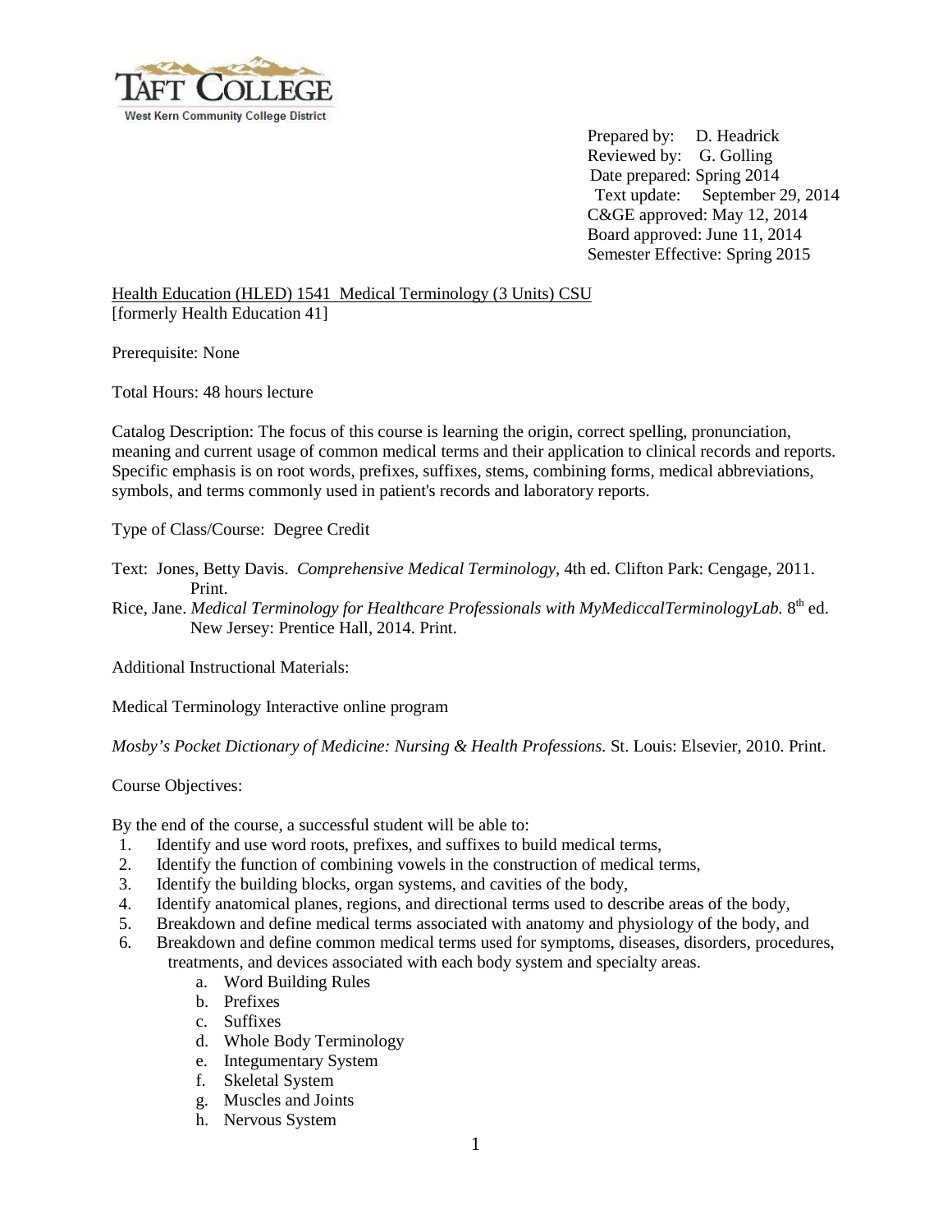TAFT COLLEGE
West Kern Community College District

Prepared by: D. Headrick
Reviewed by: G. Golling
Date prepared: Spring 2014
Text update: September 29, 2014
C&GE approved: May 12, 2014
Board approved: June 11, 2014
Semester Effective: Spring 2015

Health Education (HLED) 1541 Medical Terminology (3 Units) CSU
[formerly Health Education 41]

Prerequisite: None

Total Hours: 48 hours lecture

Catalog Description: The focus of this course is learning the origin, correct spelling, pronunciation, meaning and current usage of common medical terms and their application to clinical records and reports. Specific emphasis is on root words, prefixes, suffixes, stems, combining forms, medical abbreviations, symbols, and terms commonly used in patient's records and laboratory reports.

Type of Class/Course: Degree Credit

Text: Jones, Betty Davis. *Comprehensive Medical Terminology*, 4th ed. Clifton Park: Cengage, 2011. Print.

Rice, Jane. *Medical Terminology for Healthcare Professionals with MyMediccalTerminologyLab.* 8th ed. New Jersey: Prentice Hall, 2014. Print.

Additional Instructional Materials:

Medical Terminology Interactive online program

*Mosby's Pocket Dictionary of Medicine: Nursing & Health Professions.* St. Louis: Elsevier, 2010. Print.

Course Objectives:

By the end of the course, a successful student will be able to:

1. Identify and use word roots, prefixes, and suffixes to build medical terms,
2. Identify the function of combining vowels in the construction of medical terms,
3. Identify the building blocks, organ systems, and cavities of the body,
4. Identify anatomical planes, regions, and directional terms used to describe areas of the body,
5. Breakdown and define medical terms associated with anatomy and physiology of the body, and
6. Breakdown and define common medical terms used for symptoms, diseases, disorders, procedures, treatments, and devices associated with each body system and specialty areas.
   a. Word Building Rules
   b. Prefixes
   c. Suffixes
   d. Whole Body Terminology
   e. Integumentary System
   f. Skeletal System
   g. Muscles and Joints
   h. Nervous System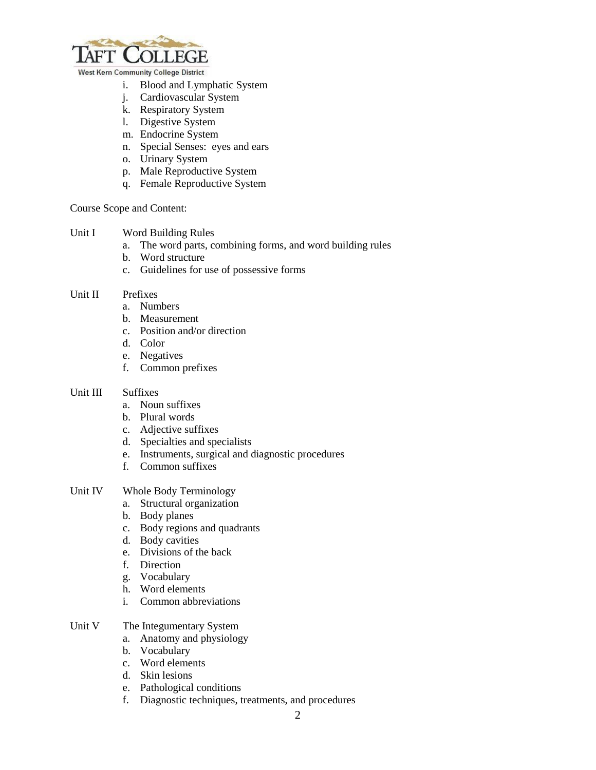i. Blood and Lymphatic System
j. Cardiovascular System
k. Respiratory System
l. Digestive System
m. Endocrine System
n. Special Senses: eyes and ears
o. Urinary System
p. Male Reproductive System
q. Female Reproductive System

Course Scope and Content:

Unit I Word Building Rules

a. The word parts, combining forms, and word building rules
b. Word structure
c. Guidelines for use of possessive forms

Unit II Prefixes

a. Numbers
b. Measurement
c. Position and/or direction
d. Color
e. Negatives
f. Common prefixes

Unit III Suffixes

a. Noun suffixes
b. Plural words
c. Adjective suffixes
d. Specialties and specialists
e. Instruments, surgical and diagnostic procedures
f. Common suffixes

Unit IV Whole Body Terminology

a. Structural organization
b. Body planes
c. Body regions and quadrants
d. Body cavities
e. Divisions of the back
f. Direction
g. Vocabulary
h. Word elements
i. Common abbreviations

Unit V The Integumentary System

a. Anatomy and physiology
b. Vocabulary
c. Word elements
d. Skin lesions
e. Pathological conditions
f. Diagnostic techniques, treatments, and procedures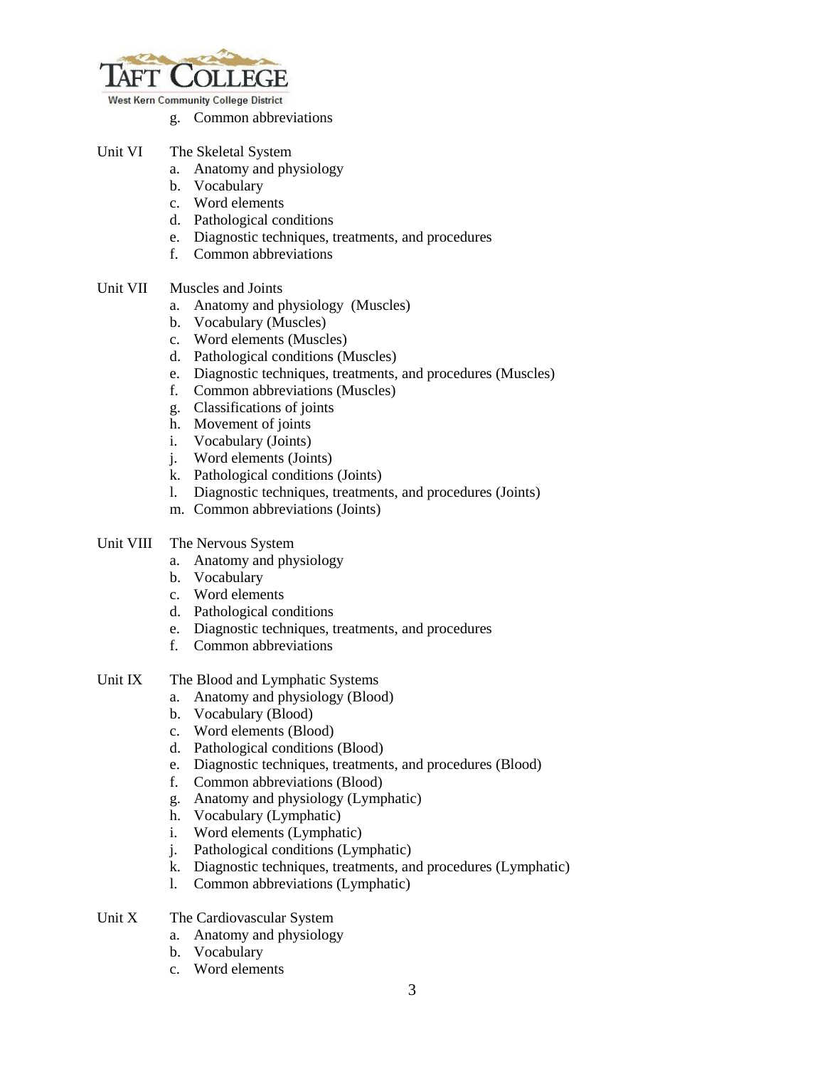g. Common abbreviations

Unit VI The Skeletal System
- a. Anatomy and physiology
- b. Vocabulary
- c. Word elements
- d. Pathological conditions
- e. Diagnostic techniques, treatments, and procedures
- f. Common abbreviations

Unit VII Muscles and Joints
- a. Anatomy and physiology (Muscles)
- b. Vocabulary (Muscles)
- c. Word elements (Muscles)
- d. Pathological conditions (Muscles)
- e. Diagnostic techniques, treatments, and procedures (Muscles)
- f. Common abbreviations (Muscles)
- g. Classifications of joints
- h. Movement of joints
- i. Vocabulary (Joints)
- j. Word elements (Joints)
- k. Pathological conditions (Joints)
- l. Diagnostic techniques, treatments, and procedures (Joints)
- m. Common abbreviations (Joints)

Unit VIII The Nervous System
- a. Anatomy and physiology
- b. Vocabulary
- c. Word elements
- d. Pathological conditions
- e. Diagnostic techniques, treatments, and procedures
- f. Common abbreviations

Unit IX The Blood and Lymphatic Systems
- a. Anatomy and physiology (Blood)
- b. Vocabulary (Blood)
- c. Word elements (Blood)
- d. Pathological conditions (Blood)
- e. Diagnostic techniques, treatments, and procedures (Blood)
- f. Common abbreviations (Blood)
- g. Anatomy and physiology (Lymphatic)
- h. Vocabulary (Lymphatic)
- i. Word elements (Lymphatic)
- j. Pathological conditions (Lymphatic)
- k. Diagnostic techniques, treatments, and procedures (Lymphatic)
- l. Common abbreviations (Lymphatic)

Unit X The Cardiovascular System
- a. Anatomy and physiology
- b. Vocabulary
- c. Word elements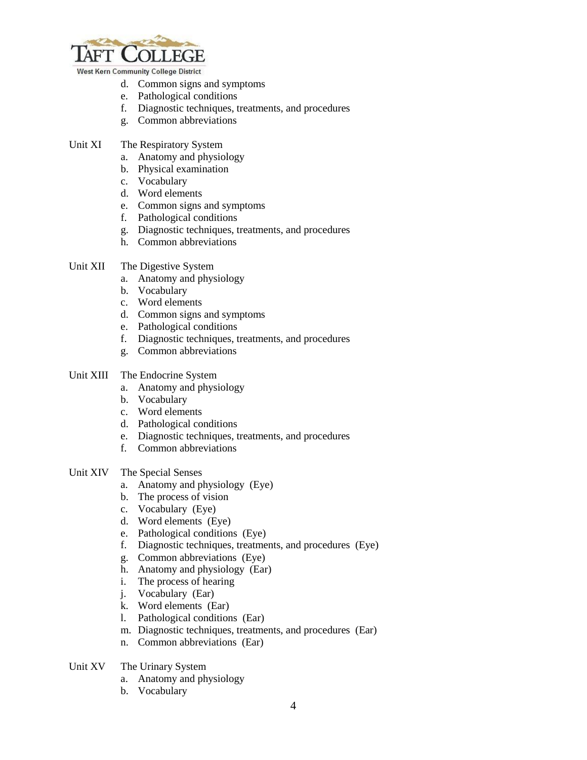d. Common signs and symptoms
   e. Pathological conditions
   f. Diagnostic techniques, treatments, and procedures
   g. Common abbreviations

Unit XI The Respiratory System
   a. Anatomy and physiology
   b. Physical examination
   c. Vocabulary
   d. Word elements
   e. Common signs and symptoms
   f. Pathological conditions
   g. Diagnostic techniques, treatments, and procedures
   h. Common abbreviations

Unit XII The Digestive System
   a. Anatomy and physiology
   b. Vocabulary
   c. Word elements
   d. Common signs and symptoms
   e. Pathological conditions
   f. Diagnostic techniques, treatments, and procedures
   g. Common abbreviations

Unit XIII The Endocrine System
   a. Anatomy and physiology
   b. Vocabulary
   c. Word elements
   d. Pathological conditions
   e. Diagnostic techniques, treatments, and procedures
   f. Common abbreviations

Unit XIV The Special Senses
   a. Anatomy and physiology (Eye)
   b. The process of vision
   c. Vocabulary (Eye)
   d. Word elements (Eye)
   e. Pathological conditions (Eye)
   f. Diagnostic techniques, treatments, and procedures (Eye)
   g. Common abbreviations (Eye)
   h. Anatomy and physiology (Ear)
   i. The process of hearing
   j. Vocabulary (Ear)
   k. Word elements (Ear)
   l. Pathological conditions (Ear)
   m. Diagnostic techniques, treatments, and procedures (Ear)
   n. Common abbreviations (Ear)

Unit XV The Urinary System
   a. Anatomy and physiology
   b. Vocabulary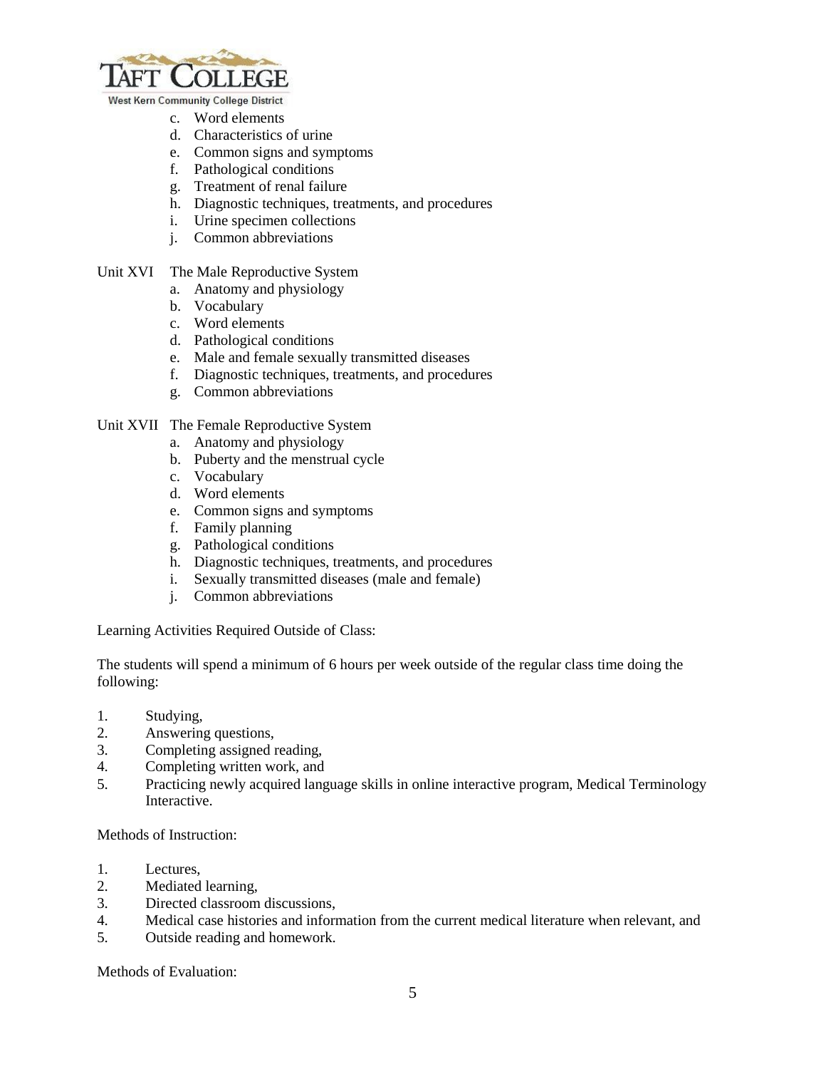c. Word elements
d. Characteristics of urine
e. Common signs and symptoms
f. Pathological conditions
g. Treatment of renal failure
h. Diagnostic techniques, treatments, and procedures
i. Urine specimen collections
j. Common abbreviations

Unit XVI The Male Reproductive System

a. Anatomy and physiology
b. Vocabulary
c. Word elements
d. Pathological conditions
e. Male and female sexually transmitted diseases
f. Diagnostic techniques, treatments, and procedures
g. Common abbreviations

Unit XVII The Female Reproductive System

a. Anatomy and physiology
b. Puberty and the menstrual cycle
c. Vocabulary
d. Word elements
e. Common signs and symptoms
f. Family planning
g. Pathological conditions
h. Diagnostic techniques, treatments, and procedures
i. Sexually transmitted diseases (male and female)
j. Common abbreviations

Learning Activities Required Outside of Class:

The students will spend a minimum of 6 hours per week outside of the regular class time doing the following:

1. Studying,
2. Answering questions,
3. Completing assigned reading,
4. Completing written work, and
5. Practicing newly acquired language skills in online interactive program, Medical Terminology Interactive.

Methods of Instruction:

1. Lectures,
2. Mediated learning,
3. Directed classroom discussions,
4. Medical case histories and information from the current medical literature when relevant, and
5. Outside reading and homework.

Methods of Evaluation: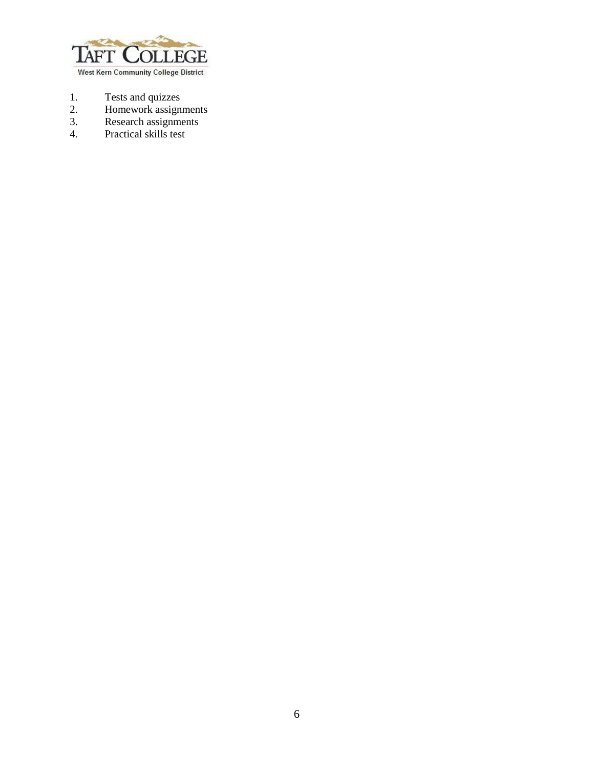1. Tests and quizzes
2. Homework assignments
3. Research assignments
4. Practical skills test